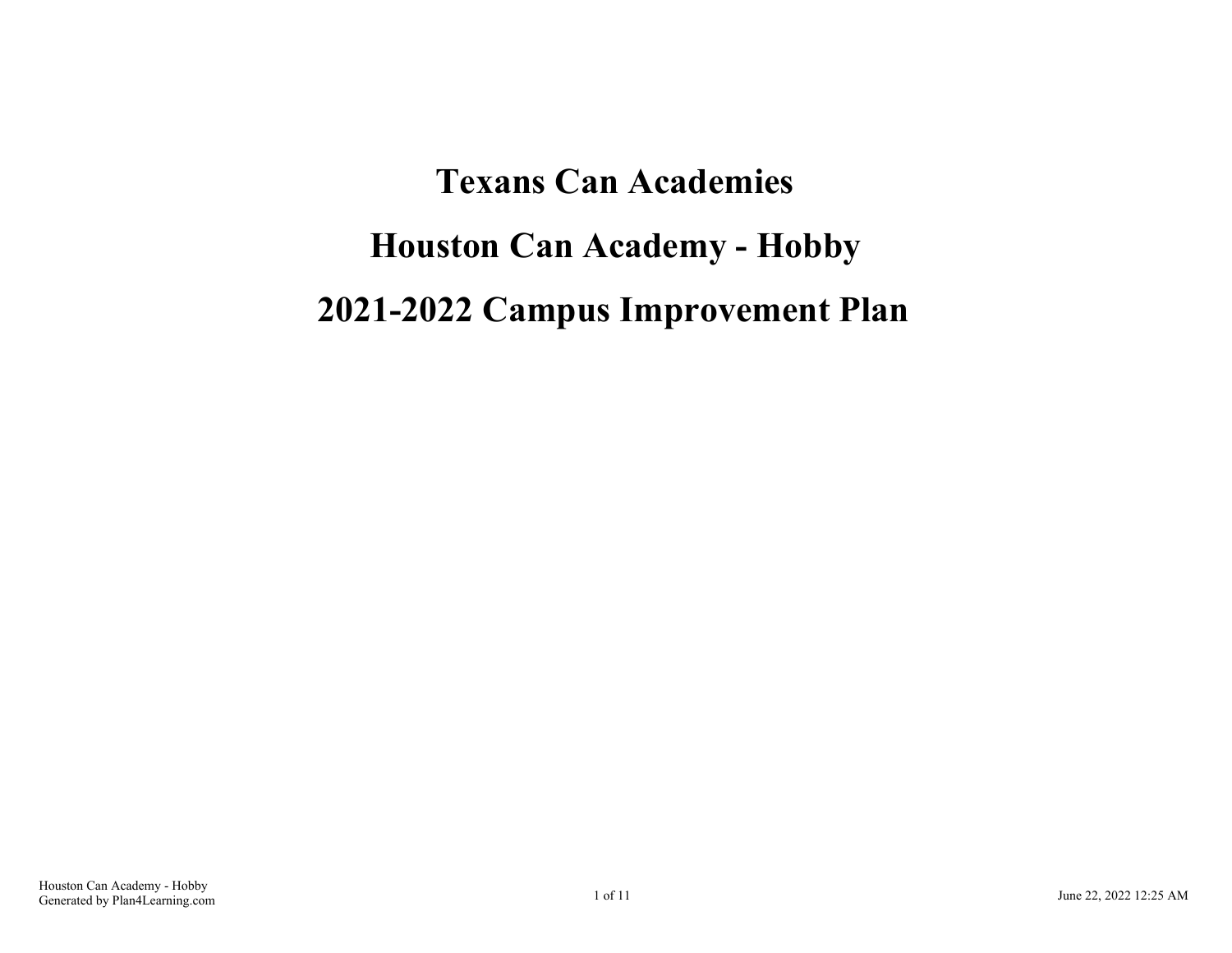# Texans Can Academies

# Houston Can Academy - Hobby

# 2021-2022 Campus Improvement Plan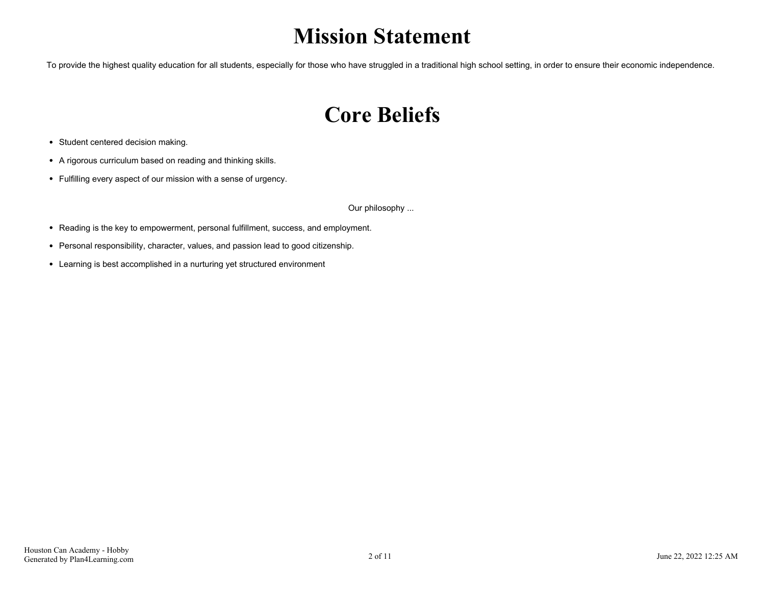# Mission Statement

To provide the highest quality education for all students, especially for those who have struggled in a traditional high school setting, in order to ensure their economic independence.

# Core Beliefs

- Student centered decision making.
- A rigorous curriculum based on reading and thinking skills.
- Fulfilling every aspect of our mission with a sense of urgency.

Our philosophy ...

- Reading is the key to empowerment, personal fulfillment, success, and employment.
- Personal responsibility, character, values, and passion lead to good citizenship.
- Learning is best accomplished in a nurturing yet structured environment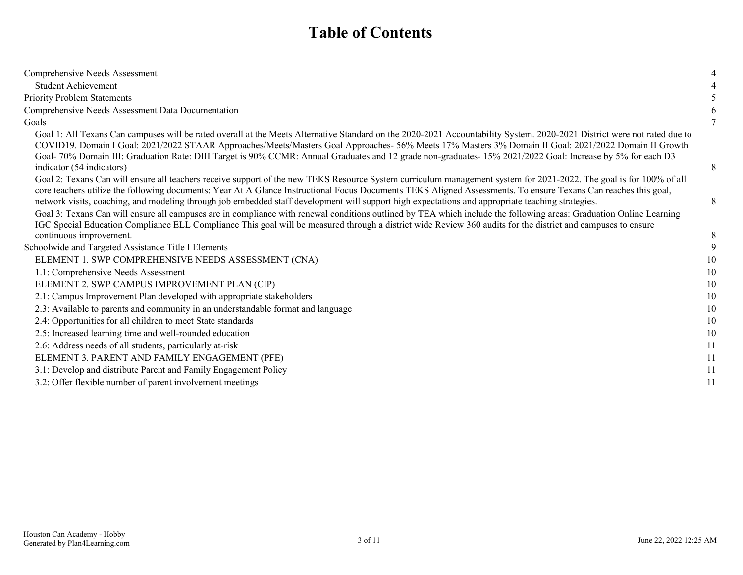# Table of Contents

| | |
|---|---|
| Comprehensive Needs Assessment | 4 |
| Student Achievement | 4 |
| Priority Problem Statements | 5 |
| Comprehensive Needs Assessment Data Documentation | 6 |
| Goals | 7 |
| Goal 1: All Texans Can campuses will be rated overall at the Meets Alternative Standard on the 2020-2021 Accountability System. 2020-2021 District were not rated due to COVID19. Domain I Goal: 2021/2022 STAAR Approaches/Meets/Masters Goal Approaches- 56% Meets 17% Masters 3% Domain II Goal: 2021/2022 Domain II Growth Goal- 70% Domain III: Graduation Rate: DIII Target is 90% CCMR: Annual Graduates and 12 grade non-graduates- 15% 2021/2022 Goal: Increase by 5% for each D3 indicator (54 indicators) | 8 |
| Goal 2: Texans Can will ensure all teachers receive support of the new TEKS Resource System curriculum management system for 2021-2022. The goal is for 100% of all core teachers utilize the following documents: Year At A Glance Instructional Focus Documents TEKS Aligned Assessments. To ensure Texans Can reaches this goal, network visits, coaching, and modeling through job embedded staff development will support high expectations and appropriate teaching strategies. | 8 |
| Goal 3: Texans Can will ensure all campuses are in compliance with renewal conditions outlined by TEA which include the following areas: Graduation Online Learning IGC Special Education Compliance ELL Compliance This goal will be measured through a district wide Review 360 audits for the district and campuses to ensure continuous improvement. | 8 |
| Schoolwide and Targeted Assistance Title I Elements | 9 |
| ELEMENT 1. SWP COMPREHENSIVE NEEDS ASSESSMENT (CNA) | 10 |
| 1.1: Comprehensive Needs Assessment | 10 |
| ELEMENT 2. SWP CAMPUS IMPROVEMENT PLAN (CIP) | 10 |
| 2.1: Campus Improvement Plan developed with appropriate stakeholders | 10 |
| 2.3: Available to parents and community in an understandable format and language | 10 |
| 2.4: Opportunities for all children to meet State standards | 10 |
| 2.5: Increased learning time and well-rounded education | 10 |
| 2.6: Address needs of all students, particularly at-risk | 11 |
| ELEMENT 3. PARENT AND FAMILY ENGAGEMENT (PFE) | 11 |
| 3.1: Develop and distribute Parent and Family Engagement Policy | 11 |
| 3.2: Offer flexible number of parent involvement meetings | 11 |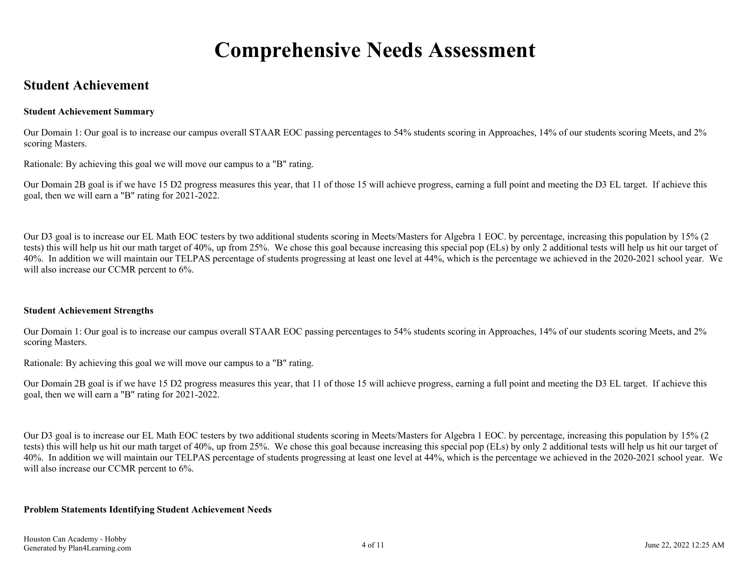# Comprehensive Needs Assessment

## Student Achievement

**Student Achievement Summary**

Our Domain 1: Our goal is to increase our campus overall STAAR EOC passing percentages to 54% students scoring in Approaches, 14% of our students scoring Meets, and 2% scoring Masters.

Rationale: By achieving this goal we will move our campus to a "B" rating.

Our Domain 2B goal is if we have 15 D2 progress measures this year, that 11 of those 15 will achieve progress, earning a full point and meeting the D3 EL target. If achieve this goal, then we will earn a "B" rating for 2021-2022.

Our D3 goal is to increase our EL Math EOC testers by two additional students scoring in Meets/Masters for Algebra 1 EOC. by percentage, increasing this population by 15% (2 tests) this will help us hit our math target of 40%, up from 25%. We chose this goal because increasing this special pop (ELs) by only 2 additional tests will help us hit our target of 40%. In addition we will maintain our TELPAS percentage of students progressing at least one level at 44%, which is the percentage we achieved in the 2020-2021 school year. We will also increase our CCMR percent to 6%.

**Student Achievement Strengths**

Our Domain 1: Our goal is to increase our campus overall STAAR EOC passing percentages to 54% students scoring in Approaches, 14% of our students scoring Meets, and 2% scoring Masters.

Rationale: By achieving this goal we will move our campus to a "B" rating.

Our Domain 2B goal is if we have 15 D2 progress measures this year, that 11 of those 15 will achieve progress, earning a full point and meeting the D3 EL target. If achieve this goal, then we will earn a "B" rating for 2021-2022.

Our D3 goal is to increase our EL Math EOC testers by two additional students scoring in Meets/Masters for Algebra 1 EOC. by percentage, increasing this population by 15% (2 tests) this will help us hit our math target of 40%, up from 25%. We chose this goal because increasing this special pop (ELs) by only 2 additional tests will help us hit our target of 40%. In addition we will maintain our TELPAS percentage of students progressing at least one level at 44%, which is the percentage we achieved in the 2020-2021 school year. We will also increase our CCMR percent to 6%.

**Problem Statements Identifying Student Achievement Needs**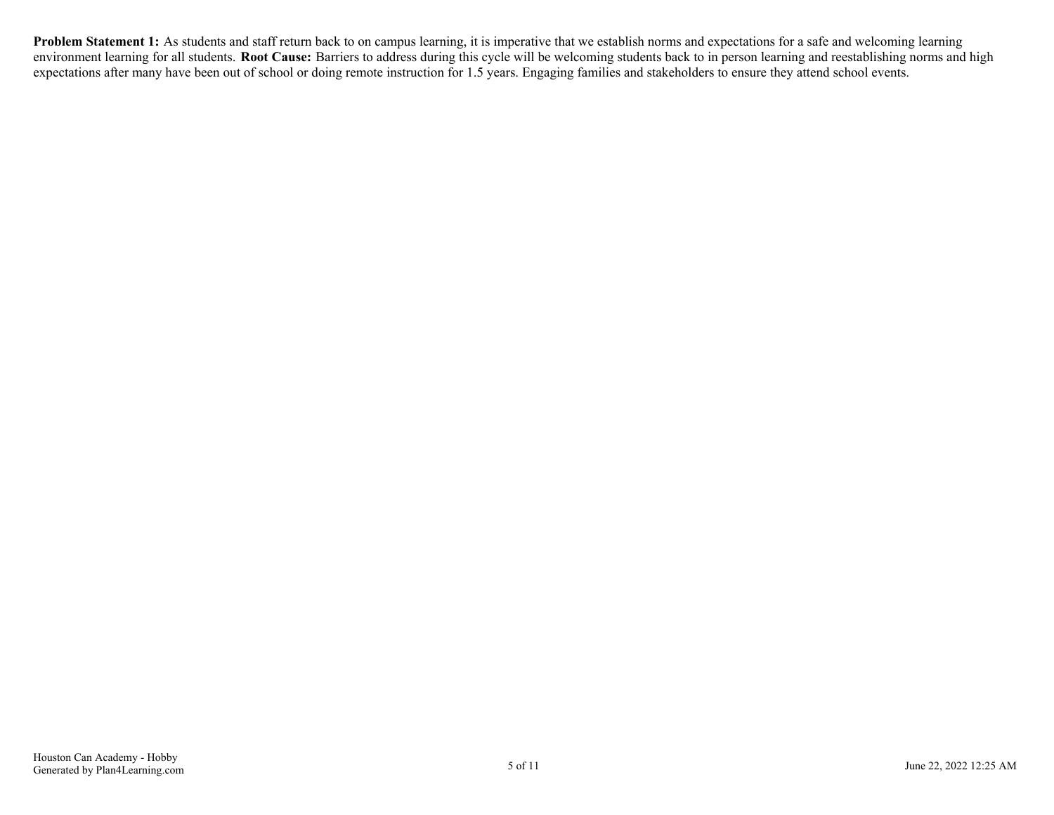**Problem Statement 1:** As students and staff return back to on campus learning, it is imperative that we establish norms and expectations for a safe and welcoming learning environment learning for all students. **Root Cause:** Barriers to address during this cycle will be welcoming students back to in person learning and reestablishing norms and high expectations after many have been out of school or doing remote instruction for 1.5 years. Engaging families and stakeholders to ensure they attend school events.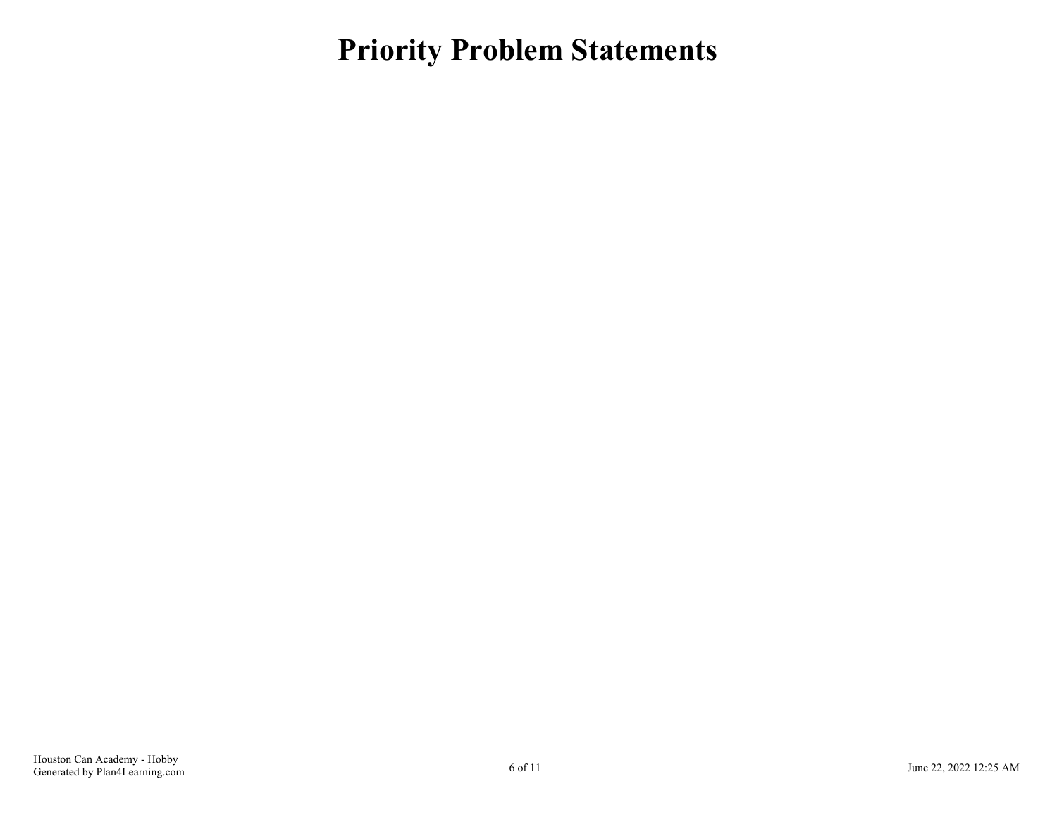# Priority Problem Statements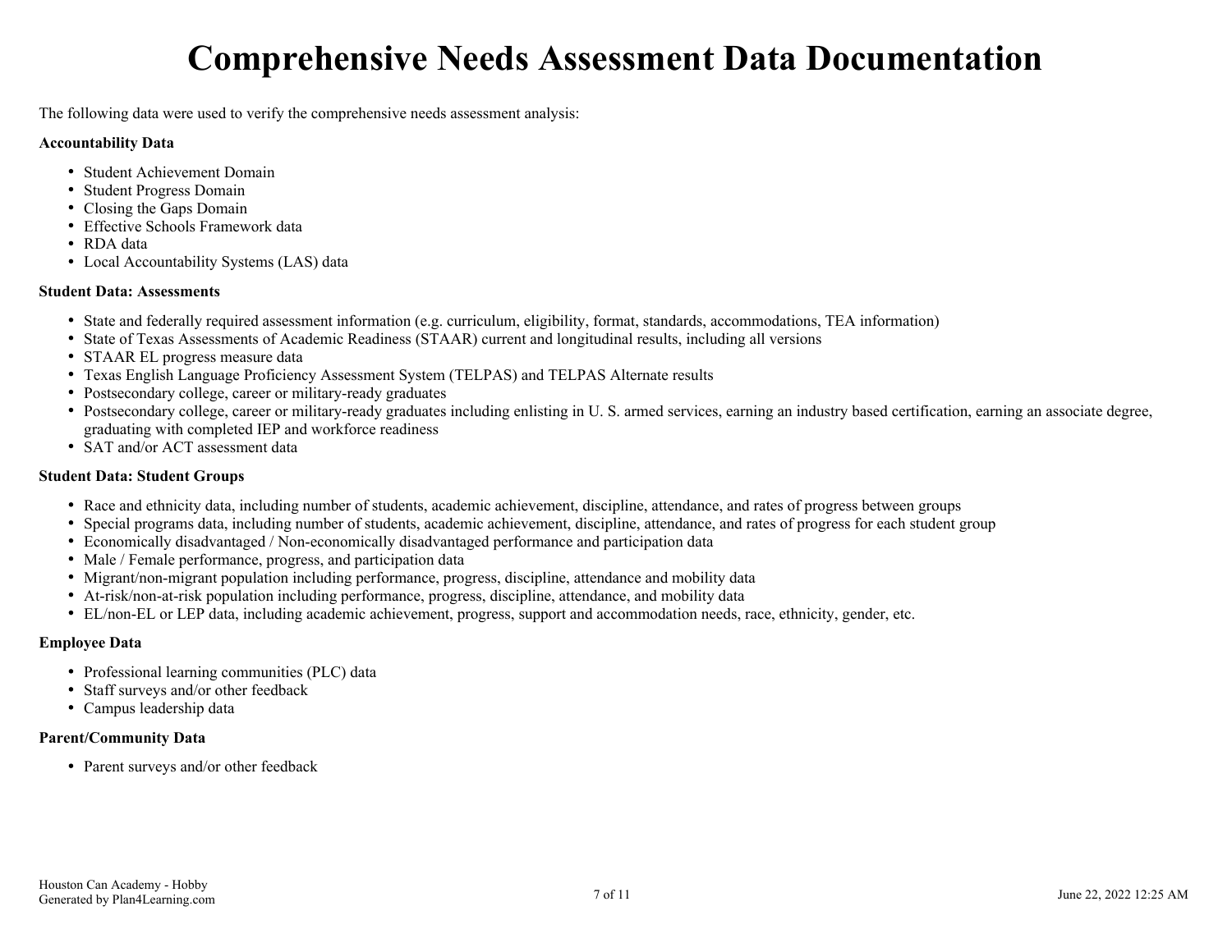# Comprehensive Needs Assessment Data Documentation

The following data were used to verify the comprehensive needs assessment analysis:

**Accountability Data**

- Student Achievement Domain
- Student Progress Domain
- Closing the Gaps Domain
- Effective Schools Framework data
- RDA data
- Local Accountability Systems (LAS) data

**Student Data: Assessments**

- State and federally required assessment information (e.g. curriculum, eligibility, format, standards, accommodations, TEA information)
- State of Texas Assessments of Academic Readiness (STAAR) current and longitudinal results, including all versions
- STAAR EL progress measure data
- Texas English Language Proficiency Assessment System (TELPAS) and TELPAS Alternate results
- Postsecondary college, career or military-ready graduates
- Postsecondary college, career or military-ready graduates including enlisting in U. S. armed services, earning an industry based certification, earning an associate degree, graduating with completed IEP and workforce readiness
- SAT and/or ACT assessment data

**Student Data: Student Groups**

- Race and ethnicity data, including number of students, academic achievement, discipline, attendance, and rates of progress between groups
- Special programs data, including number of students, academic achievement, discipline, attendance, and rates of progress for each student group
- Economically disadvantaged / Non-economically disadvantaged performance and participation data
- Male / Female performance, progress, and participation data
- Migrant/non-migrant population including performance, progress, discipline, attendance and mobility data
- At-risk/non-at-risk population including performance, progress, discipline, attendance, and mobility data
- EL/non-EL or LEP data, including academic achievement, progress, support and accommodation needs, race, ethnicity, gender, etc.

**Employee Data**

- Professional learning communities (PLC) data
- Staff surveys and/or other feedback
- Campus leadership data

**Parent/Community Data**

- Parent surveys and/or other feedback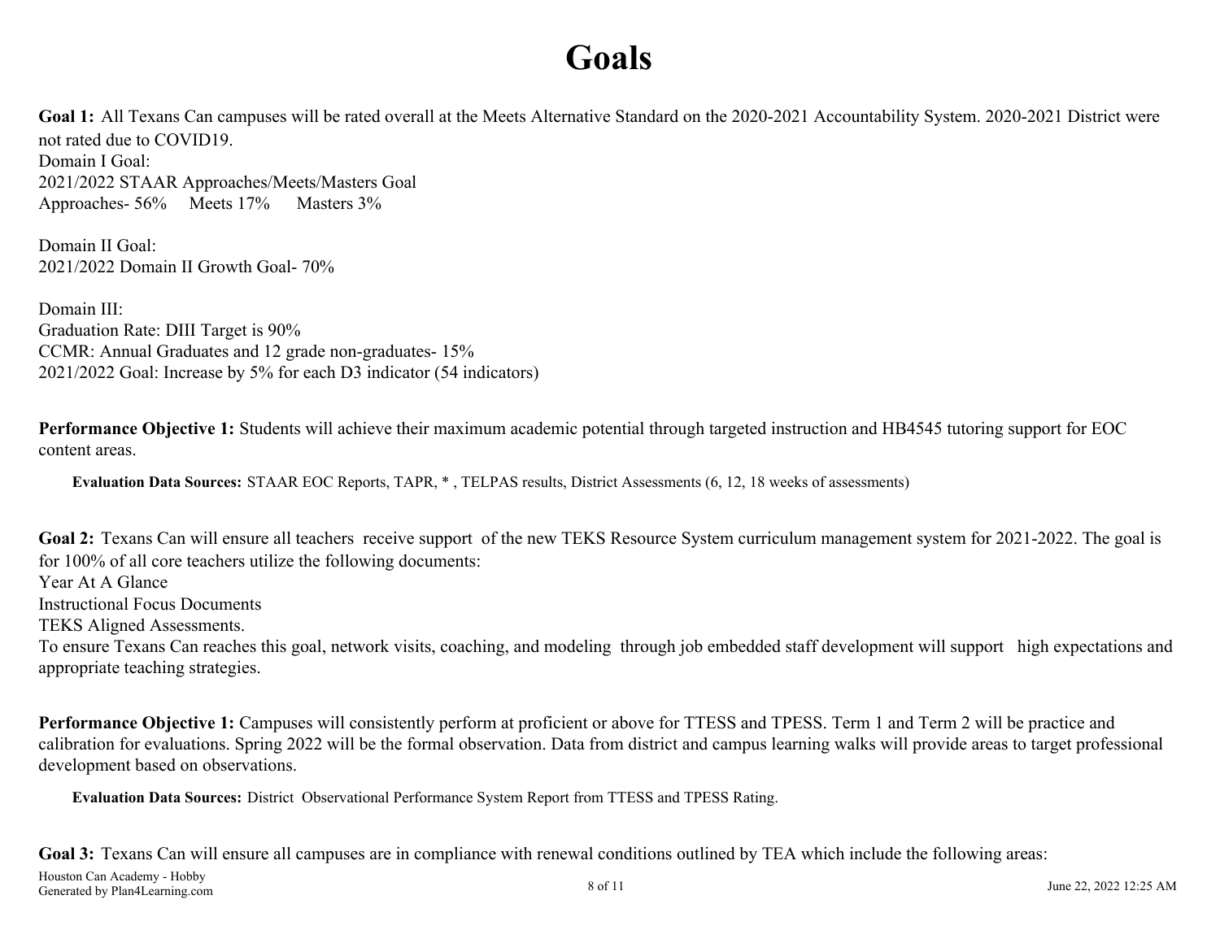# Goals

**Goal 1:** All Texans Can campuses will be rated overall at the Meets Alternative Standard on the 2020-2021 Accountability System. 2020-2021 District were not rated due to COVID19.
Domain I Goal:
2021/2022 STAAR Approaches/Meets/Masters Goal
Approaches- 56%     Meets 17%     Masters 3%

Domain II Goal:
2021/2022 Domain II Growth Goal- 70%

Domain III:
Graduation Rate: DIII Target is 90%
CCMR: Annual Graduates and 12 grade non-graduates- 15%
2021/2022 Goal: Increase by 5% for each D3 indicator (54 indicators)

**Performance Objective 1:** Students will achieve their maximum academic potential through targeted instruction and HB4545 tutoring support for EOC content areas.

**Evaluation Data Sources:** STAAR EOC Reports, TAPR, * , TELPAS results, District Assessments (6, 12, 18 weeks of assessments)

**Goal 2:** Texans Can will ensure all teachers receive support of the new TEKS Resource System curriculum management system for 2021-2022. The goal is for 100% of all core teachers utilize the following documents:
Year At A Glance
Instructional Focus Documents
TEKS Aligned Assessments.
To ensure Texans Can reaches this goal, network visits, coaching, and modeling through job embedded staff development will support high expectations and appropriate teaching strategies.

**Performance Objective 1:** Campuses will consistently perform at proficient or above for TTESS and TPESS. Term 1 and Term 2 will be practice and calibration for evaluations. Spring 2022 will be the formal observation. Data from district and campus learning walks will provide areas to target professional development based on observations.

**Evaluation Data Sources:** District Observational Performance System Report from TTESS and TPESS Rating.

**Goal 3:** Texans Can will ensure all campuses are in compliance with renewal conditions outlined by TEA which include the following areas: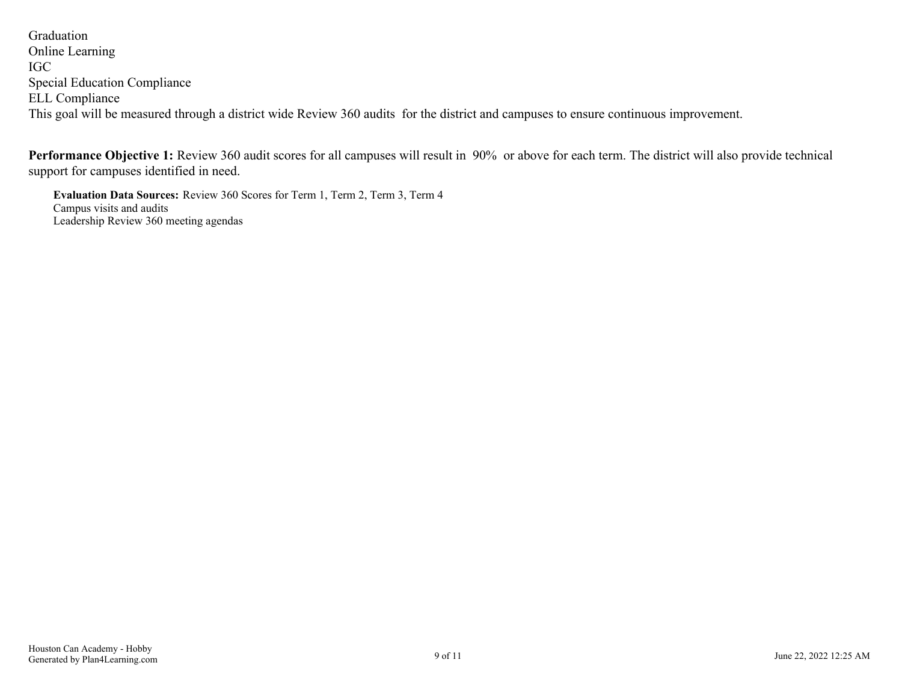Graduation
Online Learning
IGC
Special Education Compliance
ELL Compliance
This goal will be measured through a district wide Review 360 audits for the district and campuses to ensure continuous improvement.

**Performance Objective 1:** Review 360 audit scores for all campuses will result in 90% or above for each term. The district will also provide technical support for campuses identified in need.

**Evaluation Data Sources:** Review 360 Scores for Term 1, Term 2, Term 3, Term 4
Campus visits and audits
Leadership Review 360 meeting agendas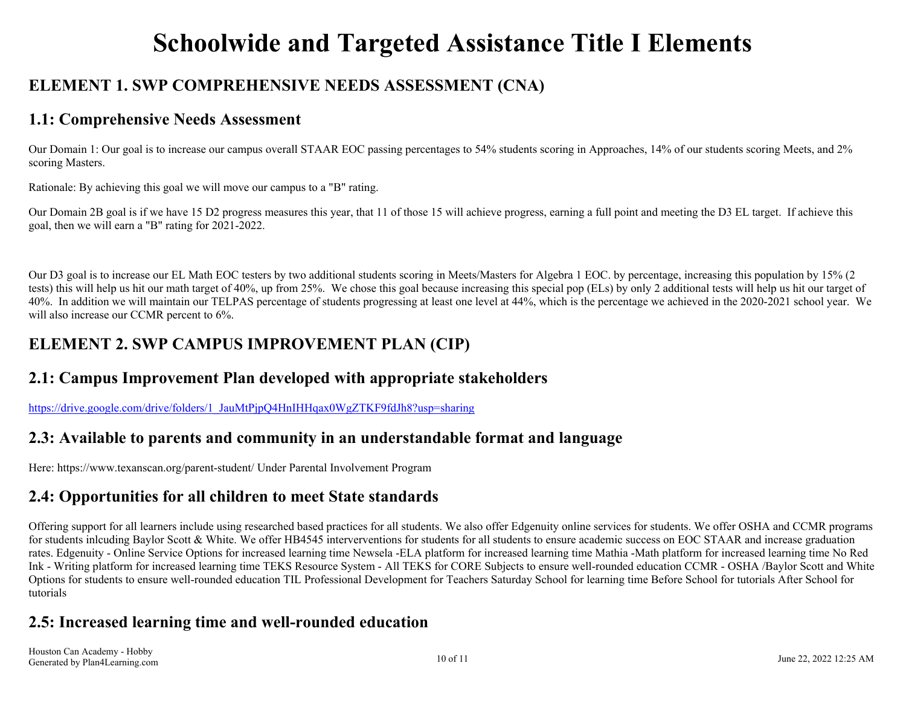# Schoolwide and Targeted Assistance Title I Elements

## ELEMENT 1. SWP COMPREHENSIVE NEEDS ASSESSMENT (CNA)

### 1.1: Comprehensive Needs Assessment

Our Domain 1: Our goal is to increase our campus overall STAAR EOC passing percentages to 54% students scoring in Approaches, 14% of our students scoring Meets, and 2% scoring Masters.

Rationale: By achieving this goal we will move our campus to a "B" rating.

Our Domain 2B goal is if we have 15 D2 progress measures this year, that 11 of those 15 will achieve progress, earning a full point and meeting the D3 EL target. If achieve this goal, then we will earn a "B" rating for 2021-2022.

Our D3 goal is to increase our EL Math EOC testers by two additional students scoring in Meets/Masters for Algebra 1 EOC. by percentage, increasing this population by 15% (2 tests) this will help us hit our math target of 40%, up from 25%. We chose this goal because increasing this special pop (ELs) by only 2 additional tests will help us hit our target of 40%. In addition we will maintain our TELPAS percentage of students progressing at least one level at 44%, which is the percentage we achieved in the 2020-2021 school year. We will also increase our CCMR percent to 6%.

## ELEMENT 2. SWP CAMPUS IMPROVEMENT PLAN (CIP)

### 2.1: Campus Improvement Plan developed with appropriate stakeholders

https://drive.google.com/drive/folders/1_JauMtPjpQ4HnIHHqax0WgZTKF9fdJh8?usp=sharing

### 2.3: Available to parents and community in an understandable format and language

Here: https://www.texanscan.org/parent-student/ Under Parental Involvement Program

### 2.4: Opportunities for all children to meet State standards

Offering support for all learners include using researched based practices for all students. We also offer Edgenuity online services for students. We offer OSHA and CCMR programs for students inlcuding Baylor Scott & White. We offer HB4545 interverventions for students for all students to ensure academic success on EOC STAAR and increase graduation rates. Edgenuity - Online Service Options for increased learning time Newsela -ELA platform for increased learning time Mathia -Math platform for increased learning time No Red Ink - Writing platform for increased learning time TEKS Resource System - All TEKS for CORE Subjects to ensure well-rounded education CCMR - OSHA /Baylor Scott and White Options for students to ensure well-rounded education TIL Professional Development for Teachers Saturday School for learning time Before School for tutorials After School for tutorials

### 2.5: Increased learning time and well-rounded education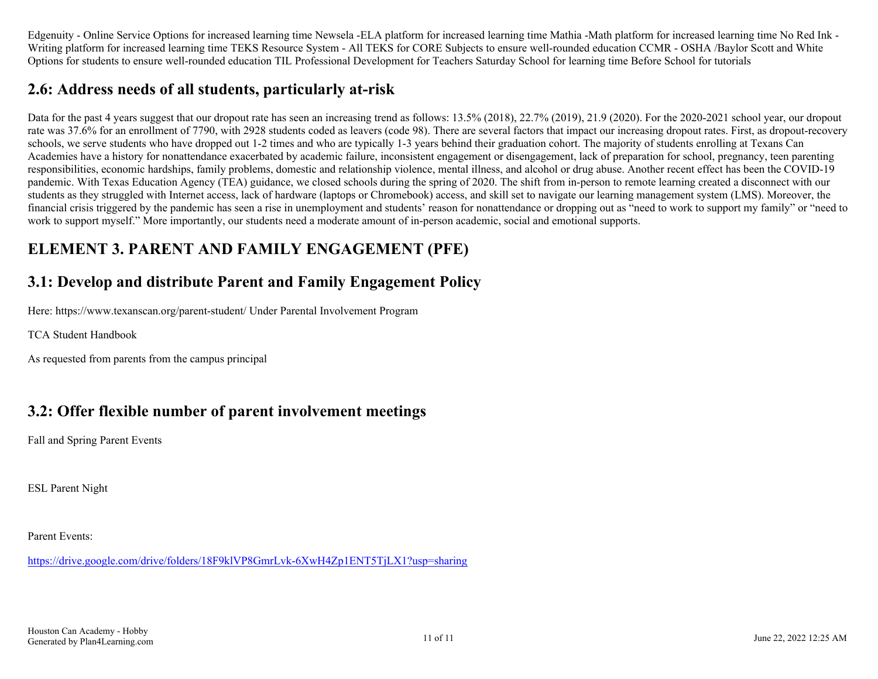Edgenuity - Online Service Options for increased learning time Newsela -ELA platform for increased learning time Mathia -Math platform for increased learning time No Red Ink - Writing platform for increased learning time TEKS Resource System - All TEKS for CORE Subjects to ensure well-rounded education CCMR - OSHA /Baylor Scott and White Options for students to ensure well-rounded education TIL Professional Development for Teachers Saturday School for learning time Before School for tutorials

## 2.6: Address needs of all students, particularly at-risk

Data for the past 4 years suggest that our dropout rate has seen an increasing trend as follows: 13.5% (2018), 22.7% (2019), 21.9 (2020). For the 2020-2021 school year, our dropout rate was 37.6% for an enrollment of 7790, with 2928 students coded as leavers (code 98). There are several factors that impact our increasing dropout rates. First, as dropout-recovery schools, we serve students who have dropped out 1-2 times and who are typically 1-3 years behind their graduation cohort. The majority of students enrolling at Texans Can Academies have a history for nonattendance exacerbated by academic failure, inconsistent engagement or disengagement, lack of preparation for school, pregnancy, teen parenting responsibilities, economic hardships, family problems, domestic and relationship violence, mental illness, and alcohol or drug abuse. Another recent effect has been the COVID-19 pandemic. With Texas Education Agency (TEA) guidance, we closed schools during the spring of 2020. The shift from in-person to remote learning created a disconnect with our students as they struggled with Internet access, lack of hardware (laptops or Chromebook) access, and skill set to navigate our learning management system (LMS). Moreover, the financial crisis triggered by the pandemic has seen a rise in unemployment and students' reason for nonattendance or dropping out as "need to work to support my family" or "need to work to support myself." More importantly, our students need a moderate amount of in-person academic, social and emotional supports.

# ELEMENT 3. PARENT AND FAMILY ENGAGEMENT (PFE)

## 3.1: Develop and distribute Parent and Family Engagement Policy

Here: https://www.texanscan.org/parent-student/ Under Parental Involvement Program

TCA Student Handbook

As requested from parents from the campus principal

## 3.2: Offer flexible number of parent involvement meetings

Fall and Spring Parent Events

ESL Parent Night

Parent Events:

https://drive.google.com/drive/folders/18F9klVP8GmrLvk-6XwH4Zp1ENT5TjLX1?usp=sharing